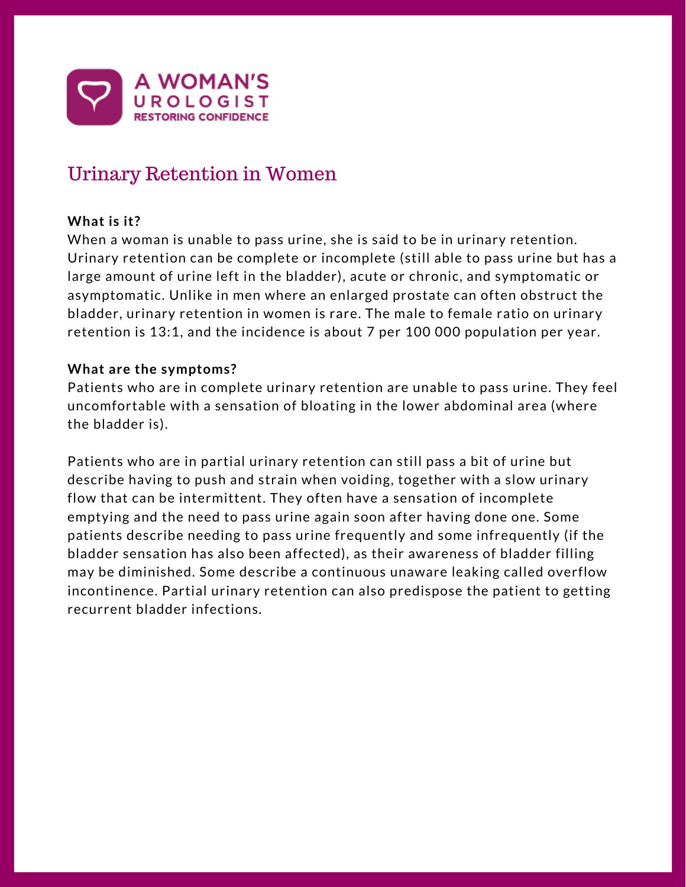A WOMAN'S UROLOGIST
RESTORING CONFIDENCE

# Urinary Retention in Women

**What is it?**

When a woman is unable to pass urine, she is said to be in urinary retention. Urinary retention can be complete or incomplete (still able to pass urine but has a large amount of urine left in the bladder), acute or chronic, and symptomatic or asymptomatic. Unlike in men where an enlarged prostate can often obstruct the bladder, urinary retention in women is rare. The male to female ratio on urinary retention is 13:1, and the incidence is about 7 per 100 000 population per year.

**What are the symptoms?**

Patients who are in complete urinary retention are unable to pass urine. They feel uncomfortable with a sensation of bloating in the lower abdominal area (where the bladder is).

Patients who are in partial urinary retention can still pass a bit of urine but describe having to push and strain when voiding, together with a slow urinary flow that can be intermittent. They often have a sensation of incomplete emptying and the need to pass urine again soon after having done one. Some patients describe needing to pass urine frequently and some infrequently (if the bladder sensation has also been affected), as their awareness of bladder filling may be diminished. Some describe a continuous unaware leaking called overflow incontinence. Partial urinary retention can also predispose the patient to getting recurrent bladder infections.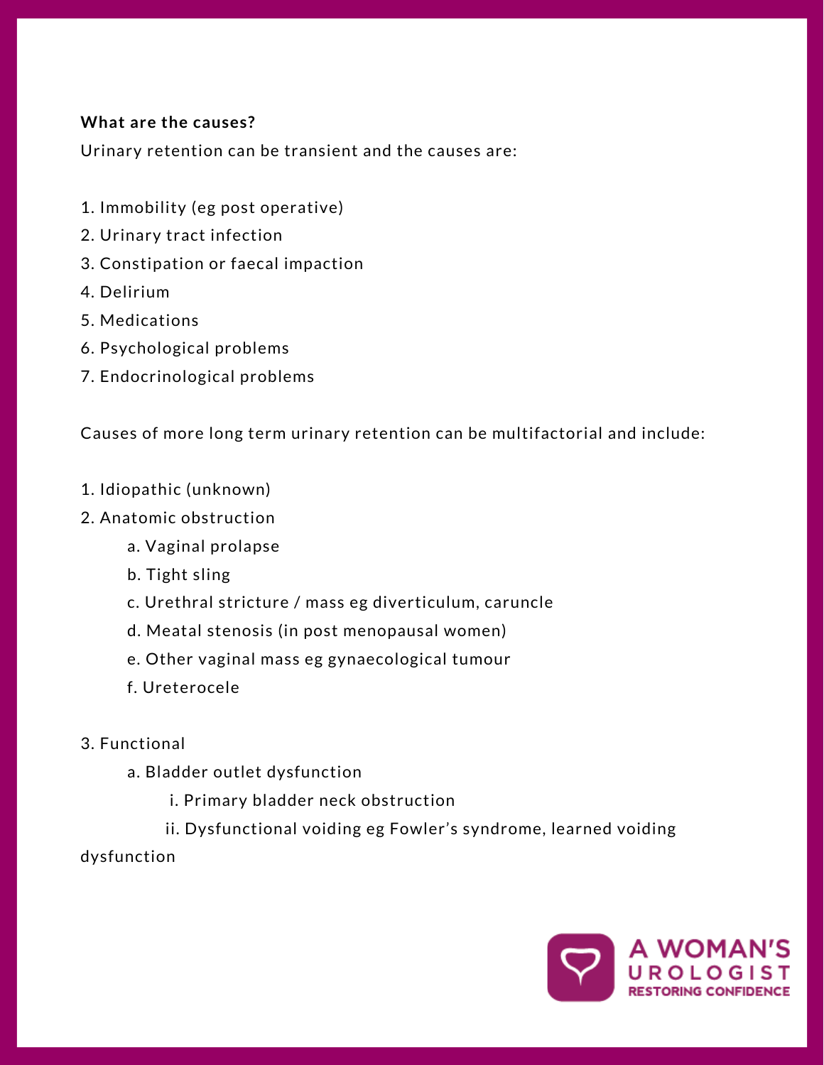**What are the causes?**

Urinary retention can be transient and the causes are:

1. Immobility (eg post operative)
2. Urinary tract infection
3. Constipation or faecal impaction
4. Delirium
5. Medications
6. Psychological problems
7. Endocrinological problems

Causes of more long term urinary retention can be multifactorial and include:

1. Idiopathic (unknown)
2. Anatomic obstruction
    a. Vaginal prolapse
    b. Tight sling
    c. Urethral stricture / mass eg diverticulum, caruncle
    d. Meatal stenosis (in post menopausal women)
    e. Other vaginal mass eg gynaecological tumour
    f. Ureterocele

3. Functional
    a. Bladder outlet dysfunction
        i. Primary bladder neck obstruction
        ii. Dysfunctional voiding eg Fowler's syndrome, learned voiding dysfunction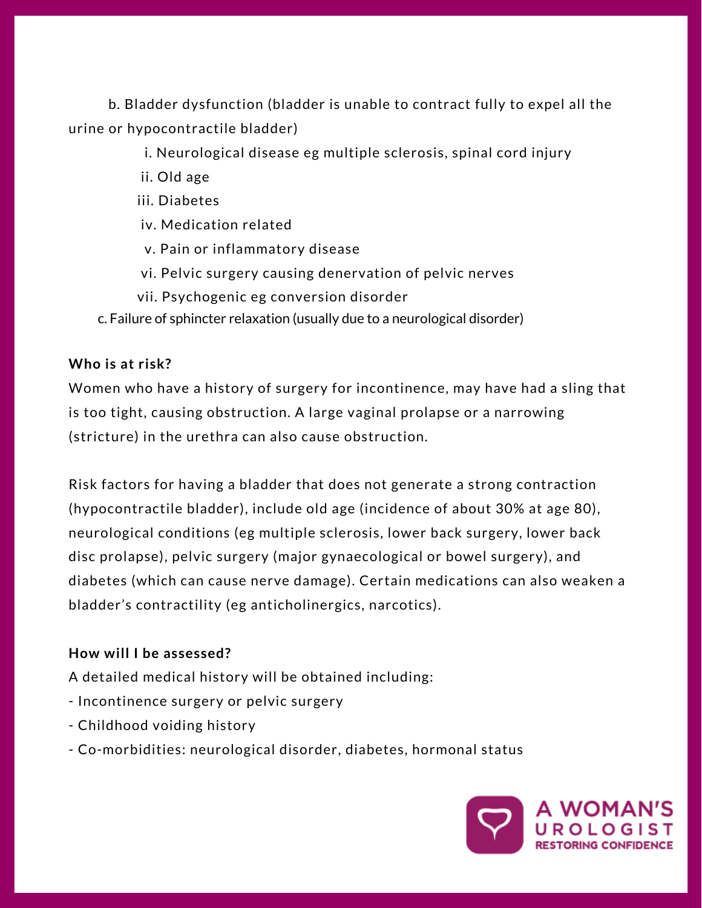b. Bladder dysfunction (bladder is unable to contract fully to expel all the urine or hypocontractile bladder)

   i. Neurological disease eg multiple sclerosis, spinal cord injury
   ii. Old age
   iii. Diabetes
   iv. Medication related
   v. Pain or inflammatory disease
   vi. Pelvic surgery causing denervation of pelvic nerves
   vii. Psychogenic eg conversion disorder

c. Failure of sphincter relaxation (usually due to a neurological disorder)

**Who is at risk?**

Women who have a history of surgery for incontinence, may have had a sling that is too tight, causing obstruction. A large vaginal prolapse or a narrowing (stricture) in the urethra can also cause obstruction.

Risk factors for having a bladder that does not generate a strong contraction (hypocontractile bladder), include old age (incidence of about 30% at age 80), neurological conditions (eg multiple sclerosis, lower back surgery, lower back disc prolapse), pelvic surgery (major gynaecological or bowel surgery), and diabetes (which can cause nerve damage). Certain medications can also weaken a bladder's contractility (eg anticholinergics, narcotics).

**How will I be assessed?**

A detailed medical history will be obtained including:

- Incontinence surgery or pelvic surgery
- Childhood voiding history
- Co-morbidities: neurological disorder, diabetes, hormonal status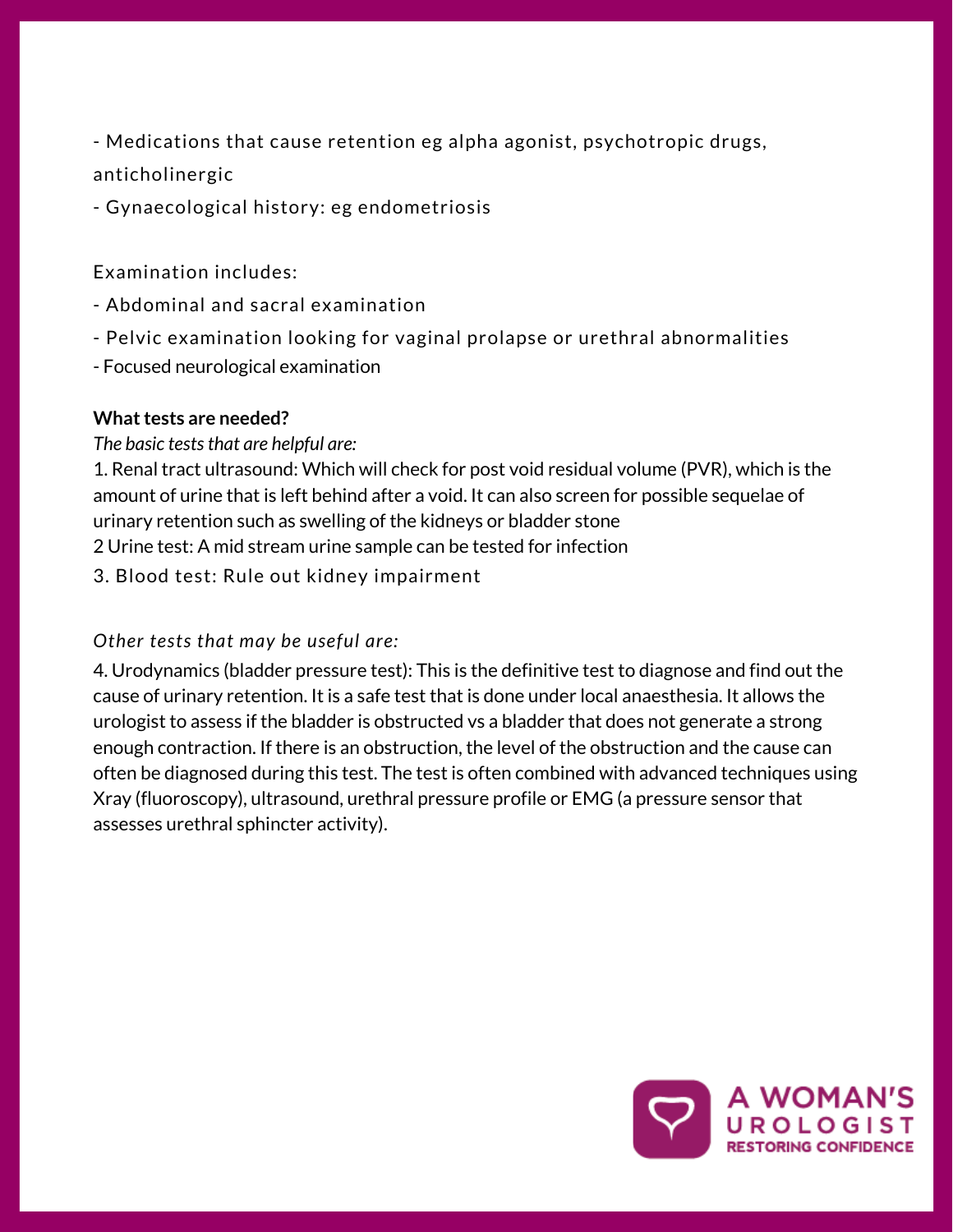- Medications that cause retention eg alpha agonist, psychotropic drugs, anticholinergic
- Gynaecological history: eg endometriosis

Examination includes:

- Abdominal and sacral examination
- Pelvic examination looking for vaginal prolapse or urethral abnormalities
- Focused neurological examination

**What tests are needed?**

*The basic tests that are helpful are:*

1. Renal tract ultrasound: Which will check for post void residual volume (PVR), which is the amount of urine that is left behind after a void. It can also screen for possible sequelae of urinary retention such as swelling of the kidneys or bladder stone

2 Urine test: A mid stream urine sample can be tested for infection

3. Blood test: Rule out kidney impairment

*Other tests that may be useful are:*

4. Urodynamics (bladder pressure test): This is the definitive test to diagnose and find out the cause of urinary retention. It is a safe test that is done under local anaesthesia. It allows the urologist to assess if the bladder is obstructed vs a bladder that does not generate a strong enough contraction. If there is an obstruction, the level of the obstruction and the cause can often be diagnosed during this test. The test is often combined with advanced techniques using Xray (fluoroscopy), ultrasound, urethral pressure profile or EMG (a pressure sensor that assesses urethral sphincter activity).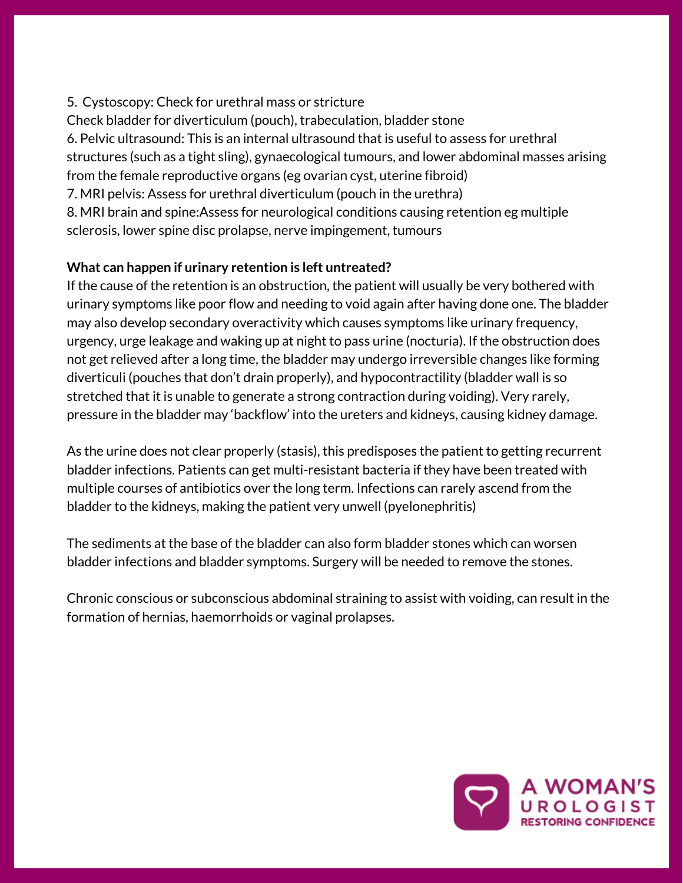5. Cystoscopy: Check for urethral mass or stricture
Check bladder for diverticulum (pouch), trabeculation, bladder stone
6. Pelvic ultrasound: This is an internal ultrasound that is useful to assess for urethral structures (such as a tight sling), gynaecological tumours, and lower abdominal masses arising from the female reproductive organs (eg ovarian cyst, uterine fibroid)
7. MRI pelvis: Assess for urethral diverticulum (pouch in the urethra)
8. MRI brain and spine:Assess for neurological conditions causing retention eg multiple sclerosis, lower spine disc prolapse, nerve impingement, tumours

**What can happen if urinary retention is left untreated?**

If the cause of the retention is an obstruction, the patient will usually be very bothered with urinary symptoms like poor flow and needing to void again after having done one. The bladder may also develop secondary overactivity which causes symptoms like urinary frequency, urgency, urge leakage and waking up at night to pass urine (nocturia). If the obstruction does not get relieved after a long time, the bladder may undergo irreversible changes like forming diverticuli (pouches that don't drain properly), and hypocontractility (bladder wall is so stretched that it is unable to generate a strong contraction during voiding). Very rarely, pressure in the bladder may 'backflow' into the ureters and kidneys, causing kidney damage.

As the urine does not clear properly (stasis), this predisposes the patient to getting recurrent bladder infections. Patients can get multi-resistant bacteria if they have been treated with multiple courses of antibiotics over the long term. Infections can rarely ascend from the bladder to the kidneys, making the patient very unwell (pyelonephritis)

The sediments at the base of the bladder can also form bladder stones which can worsen bladder infections and bladder symptoms. Surgery will be needed to remove the stones.

Chronic conscious or subconscious abdominal straining to assist with voiding, can result in the formation of hernias, haemorrhoids or vaginal prolapses.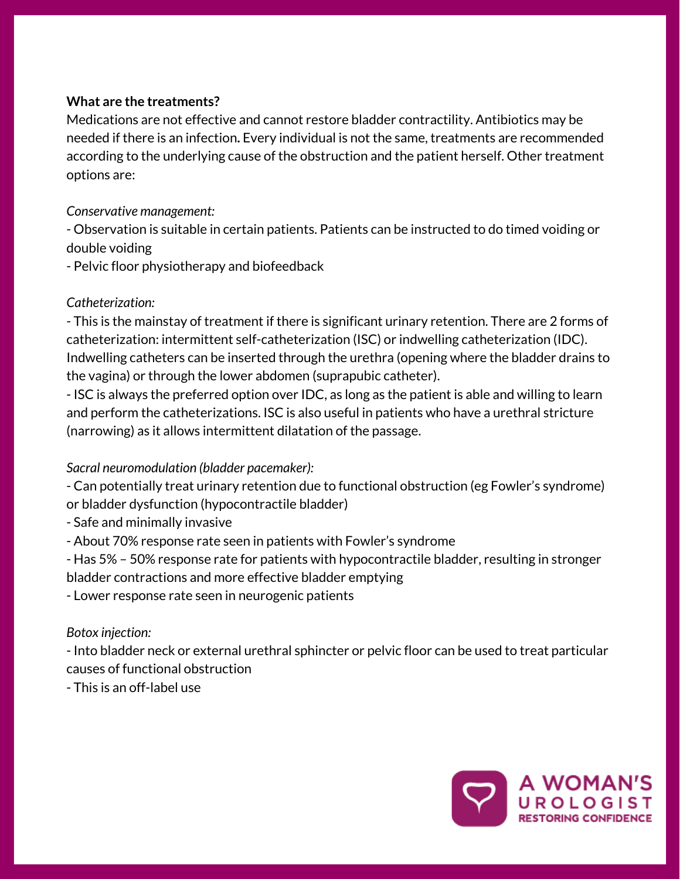**What are the treatments?**

Medications are not effective and cannot restore bladder contractility. Antibiotics may be needed if there is an infection. Every individual is not the same, treatments are recommended according to the underlying cause of the obstruction and the patient herself. Other treatment options are:

*Conservative management:*

- Observation is suitable in certain patients. Patients can be instructed to do timed voiding or double voiding
- Pelvic floor physiotherapy and biofeedback

*Catheterization:*

- This is the mainstay of treatment if there is significant urinary retention. There are 2 forms of catheterization: intermittent self-catheterization (ISC) or indwelling catheterization (IDC). Indwelling catheters can be inserted through the urethra (opening where the bladder drains to the vagina) or through the lower abdomen (suprapubic catheter).
- ISC is always the preferred option over IDC, as long as the patient is able and willing to learn and perform the catheterizations. ISC is also useful in patients who have a urethral stricture (narrowing) as it allows intermittent dilatation of the passage.

*Sacral neuromodulation (bladder pacemaker):*

- Can potentially treat urinary retention due to functional obstruction (eg Fowler's syndrome) or bladder dysfunction (hypocontractile bladder)
- Safe and minimally invasive
- About 70% response rate seen in patients with Fowler's syndrome
- Has 5% – 50% response rate for patients with hypocontractile bladder, resulting in stronger bladder contractions and more effective bladder emptying
- Lower response rate seen in neurogenic patients

*Botox injection:*

- Into bladder neck or external urethral sphincter or pelvic floor can be used to treat particular causes of functional obstruction
- This is an off-label use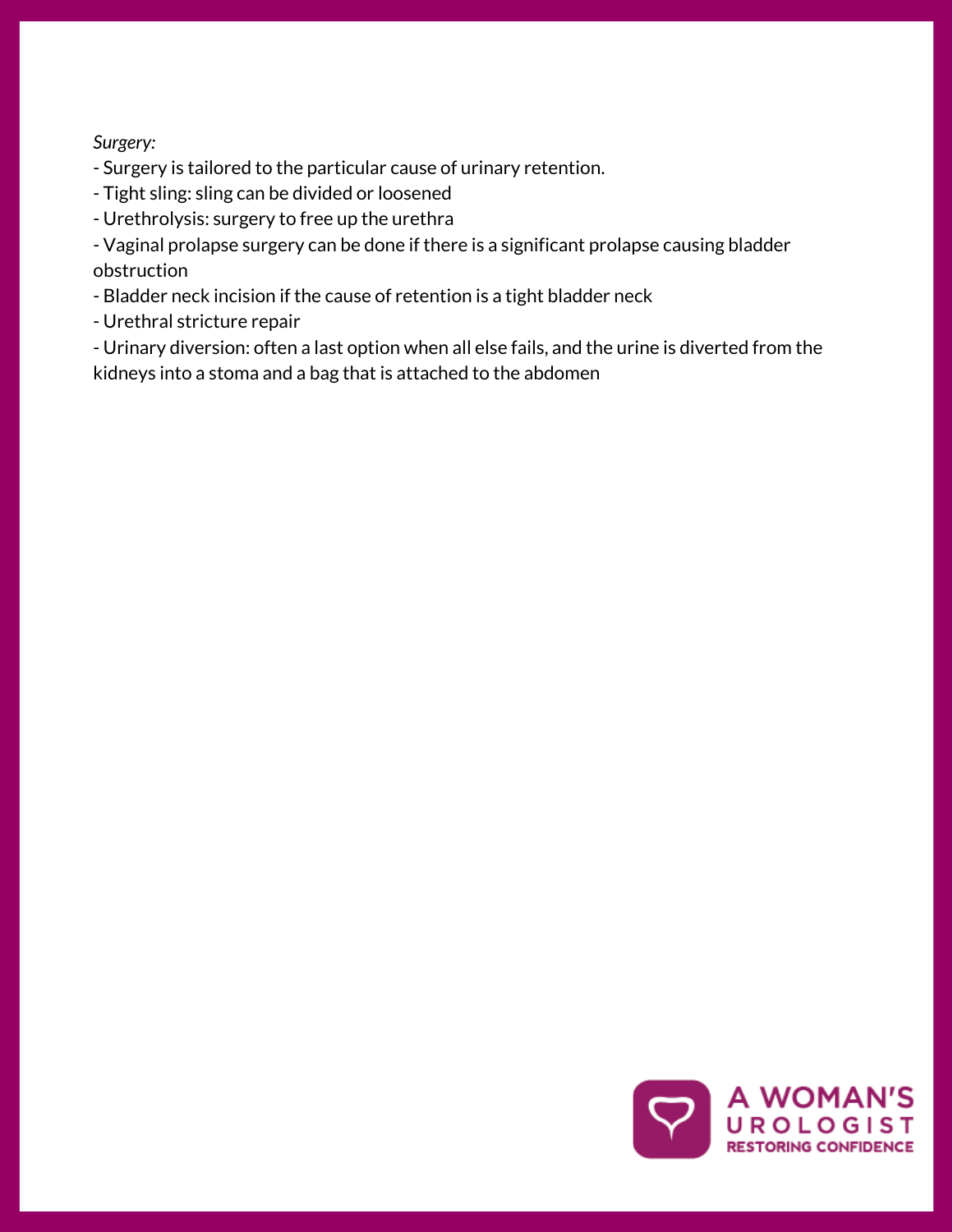*Surgery:*

- Surgery is tailored to the particular cause of urinary retention.
- Tight sling: sling can be divided or loosened
- Urethrolysis: surgery to free up the urethra
- Vaginal prolapse surgery can be done if there is a significant prolapse causing bladder obstruction
- Bladder neck incision if the cause of retention is a tight bladder neck
- Urethral stricture repair
- Urinary diversion: often a last option when all else fails, and the urine is diverted from the kidneys into a stoma and a bag that is attached to the abdomen